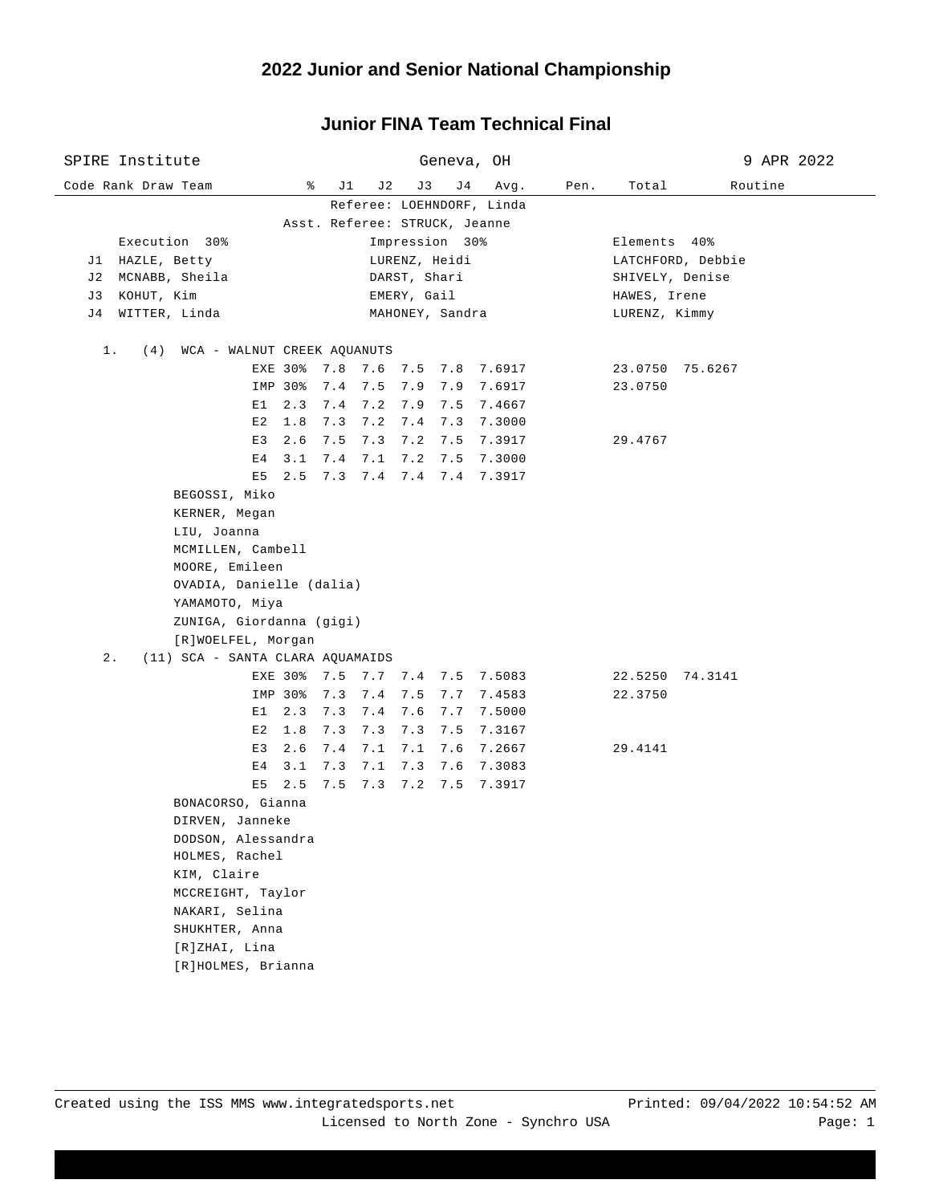# 2022 Junior and Senior National Championship

## Junior FINA Team Technical Final

SPIRE Institute — Geneva, OH — 9 APR 2022

Referee: LOEHNDORF, Linda
Asst. Referee: STRUCK, Jeanne

| | Execution 30% | Impression 30% | Elements 40% |
|---|---|---|---|
| J1 | HAZLE, Betty | LURENZ, Heidi | LATCHFORD, Debbie |
| J2 | MCNABB, Sheila | DARST, Shari | SHIVELY, Denise |
| J3 | KOHUT, Kim | EMERY, Gail | HAWES, Irene |
| J4 | WITTER, Linda | MAHONEY, Sandra | LURENZ, Kimmy |

| Code | Rank | Draw | Team | | % | J1 | J2 | J3 | J4 | Avg. | Pen. | Total | Routine |
|---|---|---|---|---|---|---|---|---|---|---|---|---|---|
| | 1. | (4) | WCA - WALNUT CREEK AQUANUTS | | | | | | | | | | |
| | | | | EXE | 30% | 7.8 | 7.6 | 7.5 | 7.8 | 7.6917 | | 23.0750 | 75.6267 |
| | | | | IMP | 30% | 7.4 | 7.5 | 7.9 | 7.9 | 7.6917 | | 23.0750 | |
| | | | | E1 | 2.3 | 7.4 | 7.2 | 7.9 | 7.5 | 7.4667 | | | |
| | | | | E2 | 1.8 | 7.3 | 7.2 | 7.4 | 7.3 | 7.3000 | | | |
| | | | | E3 | 2.6 | 7.5 | 7.3 | 7.2 | 7.5 | 7.3917 | | 29.4767 | |
| | | | | E4 | 3.1 | 7.4 | 7.1 | 7.2 | 7.5 | 7.3000 | | | |
| | | | | E5 | 2.5 | 7.3 | 7.4 | 7.4 | 7.4 | 7.3917 | | | |
| | 2. | (11) | SCA - SANTA CLARA AQUAMAIDS | | | | | | | | | | |
| | | | | EXE | 30% | 7.5 | 7.7 | 7.4 | 7.5 | 7.5083 | | 22.5250 | 74.3141 |
| | | | | IMP | 30% | 7.3 | 7.4 | 7.5 | 7.7 | 7.4583 | | 22.3750 | |
| | | | | E1 | 2.3 | 7.3 | 7.4 | 7.6 | 7.7 | 7.5000 | | | |
| | | | | E2 | 1.8 | 7.3 | 7.3 | 7.3 | 7.5 | 7.3167 | | | |
| | | | | E3 | 2.6 | 7.4 | 7.1 | 7.1 | 7.6 | 7.2667 | | 29.4141 | |
| | | | | E4 | 3.1 | 7.3 | 7.1 | 7.3 | 7.6 | 7.3083 | | | |
| | | | | E5 | 2.5 | 7.5 | 7.3 | 7.2 | 7.5 | 7.3917 | | | |

**1. WCA - WALNUT CREEK AQUANUTS**

BEGOSSI, Miko
KERNER, Megan
LIU, Joanna
MCMILLEN, Cambell
MOORE, Emileen
OVADIA, Danielle (dalia)
YAMAMOTO, Miya
ZUNIGA, Giordanna (gigi)
[R]WOELFEL, Morgan

**2. SCA - SANTA CLARA AQUAMAIDS**

BONACORSO, Gianna
DIRVEN, Janneke
DODSON, Alessandra
HOLMES, Rachel
KIM, Claire
MCCREIGHT, Taylor
NAKARI, Selina
SHUKHTER, Anna
[R]ZHAI, Lina
[R]HOLMES, Brianna

Created using the ISS MMS www.integratedsports.net — Printed: 09/04/2022 10:54:52 AM
Licensed to North Zone - Synchro USA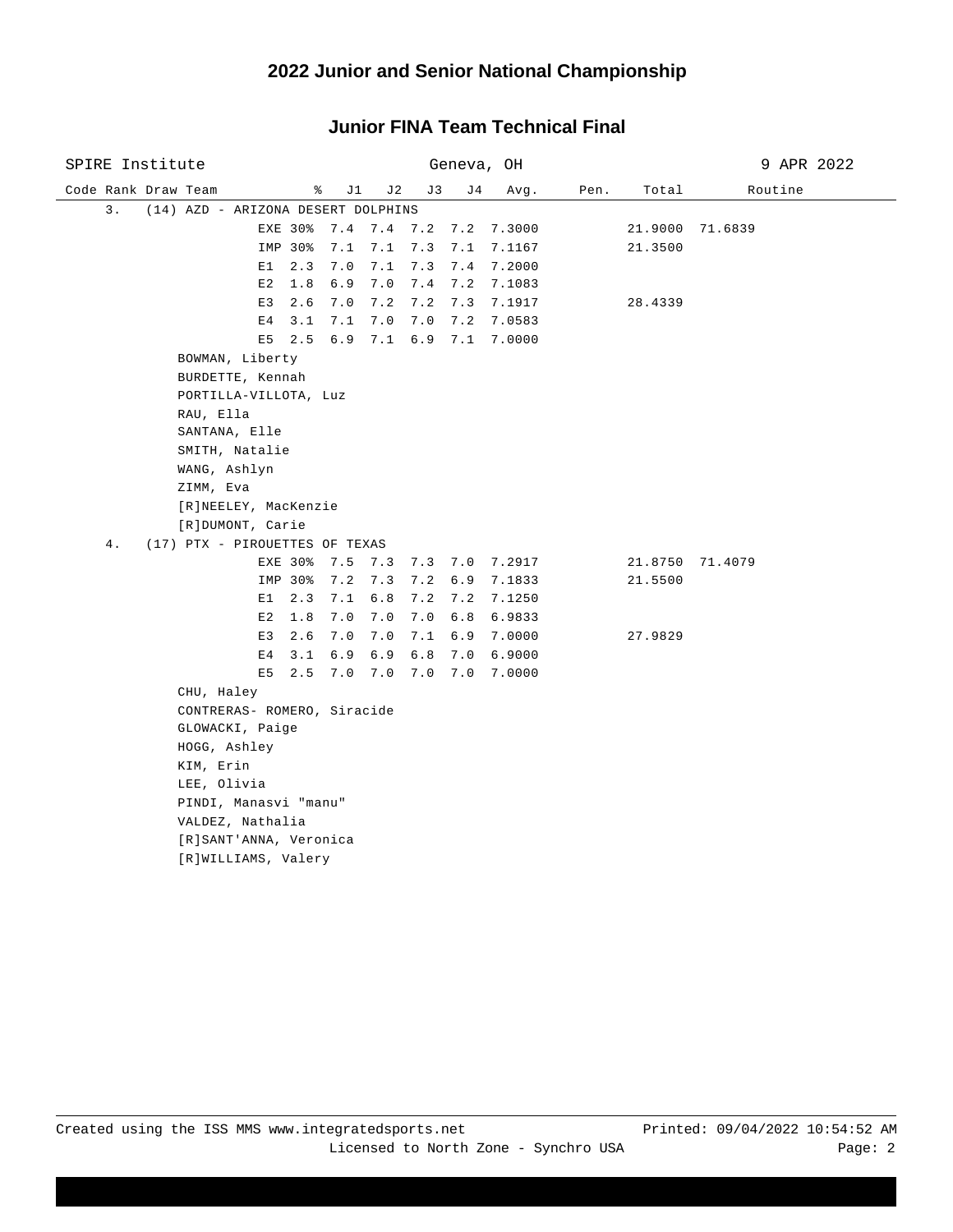# 2022 Junior and Senior National Championship

## Junior FINA Team Technical Final

SPIRE Institute — Geneva, OH — 9 APR 2022

| Code Rank Draw Team | % | J1 | J2 | J3 | J4 | Avg. | Pen. | Total | Routine |
|---|---|---|---|---|---|---|---|---|---|
| 3. (14) AZD - ARIZONA DESERT DOLPHINS | | | | | | | | | |
| | EXE 30% | 7.4 | 7.4 | 7.2 | 7.2 | 7.3000 | | 21.9000 | 71.6839 |
| | IMP 30% | 7.1 | 7.1 | 7.3 | 7.1 | 7.1167 | | 21.3500 | |
| | E1 2.3 | 7.0 | 7.1 | 7.3 | 7.4 | 7.2000 | | | |
| | E2 1.8 | 6.9 | 7.0 | 7.4 | 7.2 | 7.1083 | | | |
| | E3 2.6 | 7.0 | 7.2 | 7.2 | 7.3 | 7.1917 | | 28.4339 | |
| | E4 3.1 | 7.1 | 7.0 | 7.0 | 7.2 | 7.0583 | | | |
| | E5 2.5 | 6.9 | 7.1 | 6.9 | 7.1 | 7.0000 | | | |
| BOWMAN, Liberty | | | | | | | | | |
| BURDETTE, Kennah | | | | | | | | | |
| PORTILLA-VILLOTA, Luz | | | | | | | | | |
| RAU, Ella | | | | | | | | | |
| SANTANA, Elle | | | | | | | | | |
| SMITH, Natalie | | | | | | | | | |
| WANG, Ashlyn | | | | | | | | | |
| ZIMM, Eva | | | | | | | | | |
| [R]NEELEY, MacKenzie | | | | | | | | | |
| [R]DUMONT, Carie | | | | | | | | | |
| 4. (17) PTX - PIROUETTES OF TEXAS | | | | | | | | | |
| | EXE 30% | 7.5 | 7.3 | 7.3 | 7.0 | 7.2917 | | 21.8750 | 71.4079 |
| | IMP 30% | 7.2 | 7.3 | 7.2 | 6.9 | 7.1833 | | 21.5500 | |
| | E1 2.3 | 7.1 | 6.8 | 7.2 | 7.2 | 7.1250 | | | |
| | E2 1.8 | 7.0 | 7.0 | 7.0 | 6.8 | 6.9833 | | | |
| | E3 2.6 | 7.0 | 7.0 | 7.1 | 6.9 | 7.0000 | | 27.9829 | |
| | E4 3.1 | 6.9 | 6.9 | 6.8 | 7.0 | 6.9000 | | | |
| | E5 2.5 | 7.0 | 7.0 | 7.0 | 7.0 | 7.0000 | | | |
| CHU, Haley | | | | | | | | | |
| CONTRERAS- ROMERO, Siracide | | | | | | | | | |
| GLOWACKI, Paige | | | | | | | | | |
| HOGG, Ashley | | | | | | | | | |
| KIM, Erin | | | | | | | | | |
| LEE, Olivia | | | | | | | | | |
| PINDI, Manasvi "manu" | | | | | | | | | |
| VALDEZ, Nathalia | | | | | | | | | |
| [R]SANT'ANNA, Veronica | | | | | | | | | |
| [R]WILLIAMS, Valery | | | | | | | | | |

Created using the ISS MMS www.integratedsports.net — Licensed to North Zone - Synchro USA — Printed: 09/04/2022 10:54:52 AM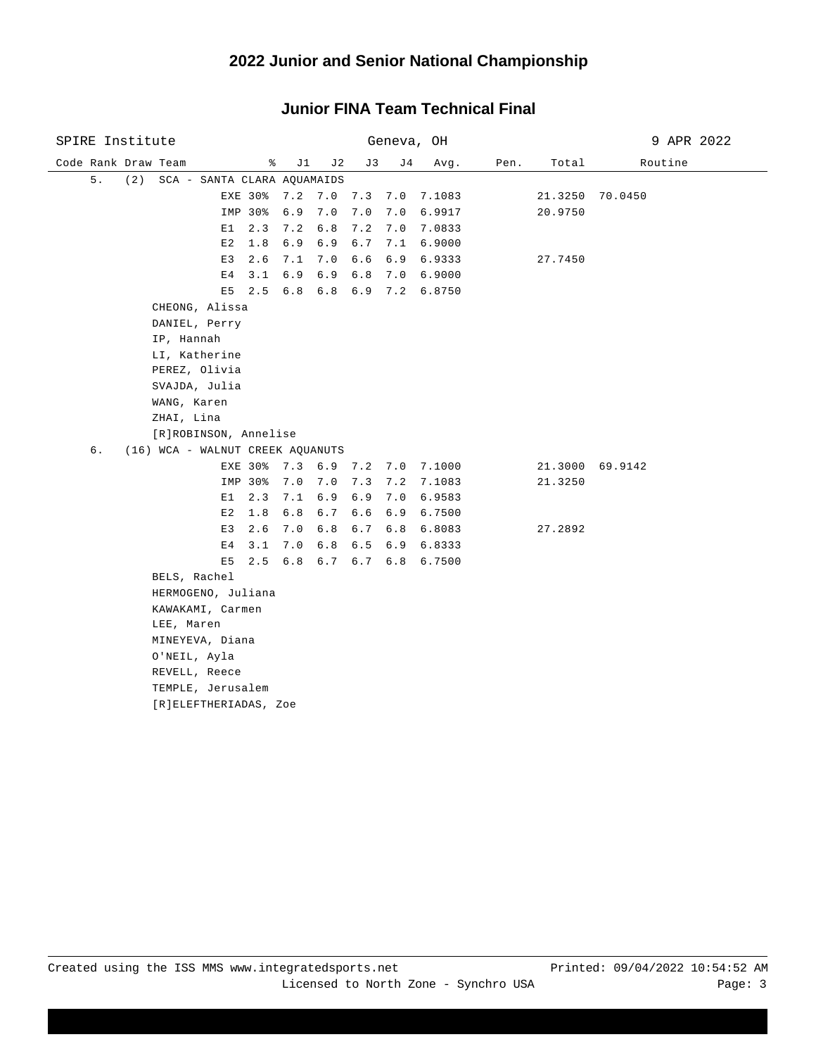# 2022 Junior and Senior National Championship

## Junior FINA Team Technical Final

SPIRE Institute — Geneva, OH — 9 APR 2022

| Code | Rank | Draw | Team | % | J1 | J2 | J3 | J4 | Avg. | Pen. | Total | Routine |
|---|---|---|---|---|---|---|---|---|---|---|---|---|
| | 5. | (2) | SCA - SANTA CLARA AQUAMAIDS | | | | | | | | | |
| | | | EXE | 30% | 7.2 | 7.0 | 7.3 | 7.0 | 7.1083 | | 21.3250 | 70.0450 |
| | | | IMP | 30% | 6.9 | 7.0 | 7.0 | 7.0 | 6.9917 | | 20.9750 | |
| | | | E1 | 2.3 | 7.2 | 6.8 | 7.2 | 7.0 | 7.0833 | | | |
| | | | E2 | 1.8 | 6.9 | 6.9 | 6.7 | 7.1 | 6.9000 | | | |
| | | | E3 | 2.6 | 7.1 | 7.0 | 6.6 | 6.9 | 6.9333 | | 27.7450 | |
| | | | E4 | 3.1 | 6.9 | 6.9 | 6.8 | 7.0 | 6.9000 | | | |
| | | | E5 | 2.5 | 6.8 | 6.8 | 6.9 | 7.2 | 6.8750 | | | |
| | | | CHEONG, Alissa | | | | | | | | | |
| | | | DANIEL, Perry | | | | | | | | | |
| | | | IP, Hannah | | | | | | | | | |
| | | | LI, Katherine | | | | | | | | | |
| | | | PEREZ, Olivia | | | | | | | | | |
| | | | SVAJDA, Julia | | | | | | | | | |
| | | | WANG, Karen | | | | | | | | | |
| | | | ZHAI, Lina | | | | | | | | | |
| | | | [R]ROBINSON, Annelise | | | | | | | | | |
| | 6. | (16) | WCA - WALNUT CREEK AQUANUTS | | | | | | | | | |
| | | | EXE | 30% | 7.3 | 6.9 | 7.2 | 7.0 | 7.1000 | | 21.3000 | 69.9142 |
| | | | IMP | 30% | 7.0 | 7.0 | 7.3 | 7.2 | 7.1083 | | 21.3250 | |
| | | | E1 | 2.3 | 7.1 | 6.9 | 6.9 | 7.0 | 6.9583 | | | |
| | | | E2 | 1.8 | 6.8 | 6.7 | 6.6 | 6.9 | 6.7500 | | | |
| | | | E3 | 2.6 | 7.0 | 6.8 | 6.7 | 6.8 | 6.8083 | | 27.2892 | |
| | | | E4 | 3.1 | 7.0 | 6.8 | 6.5 | 6.9 | 6.8333 | | | |
| | | | E5 | 2.5 | 6.8 | 6.7 | 6.7 | 6.8 | 6.7500 | | | |
| | | | BELS, Rachel | | | | | | | | | |
| | | | HERMOGENO, Juliana | | | | | | | | | |
| | | | KAWAKAMI, Carmen | | | | | | | | | |
| | | | LEE, Maren | | | | | | | | | |
| | | | MINEYEVA, Diana | | | | | | | | | |
| | | | O'NEIL, Ayla | | | | | | | | | |
| | | | REVELL, Reece | | | | | | | | | |
| | | | TEMPLE, Jerusalem | | | | | | | | | |
| | | | [R]ELEFTHERIADAS, Zoe | | | | | | | | | |

Created using the ISS MMS www.integratedsports.net — Printed: 09/04/2022 10:54:52 AM
Licensed to North Zone - Synchro USA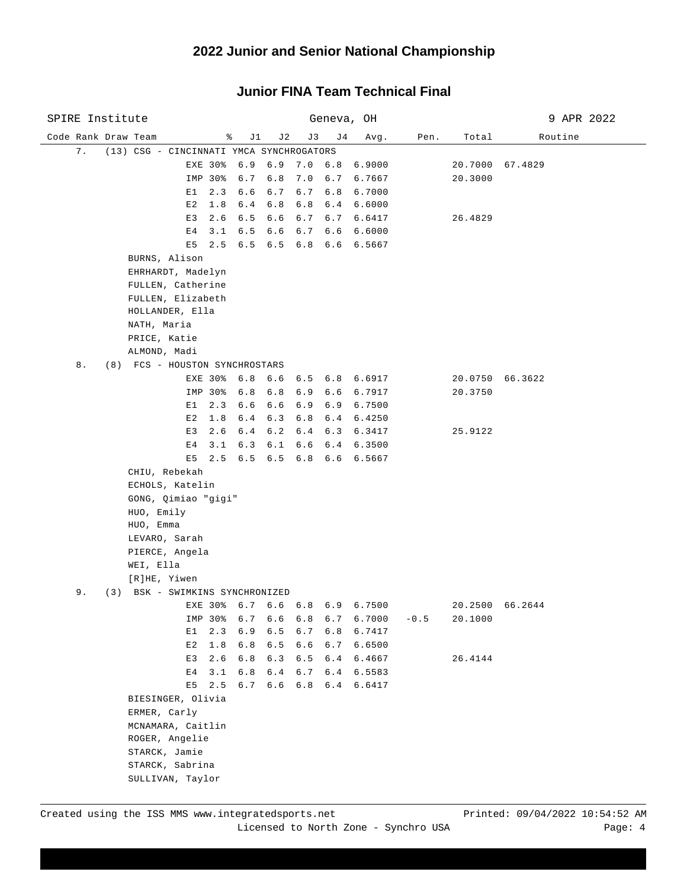## 2022 Junior and Senior National Championship

### Junior FINA Team Technical Final

SPIRE Institute — Geneva, OH — 9 APR 2022

| Code | Rank | Draw | Team | % | J1 | J2 | J3 | J4 | Avg. | Pen. | Total | Routine |
|---|---|---|---|---|---|---|---|---|---|---|---|---|
| | 7. | (13) | CSG - CINCINNATI YMCA SYNCHROGATORS | | | | | | | | | |
| | | | | EXE 30% | 6.9 | 6.9 | 7.0 | 6.8 | 6.9000 | | 20.7000 | 67.4829 |
| | | | | IMP 30% | 6.7 | 6.8 | 7.0 | 6.7 | 6.7667 | | 20.3000 | |
| | | | | E1 2.3 | 6.6 | 6.7 | 6.7 | 6.8 | 6.7000 | | | |
| | | | | E2 1.8 | 6.4 | 6.8 | 6.8 | 6.4 | 6.6000 | | | |
| | | | | E3 2.6 | 6.5 | 6.6 | 6.7 | 6.7 | 6.6417 | | 26.4829 | |
| | | | | E4 3.1 | 6.5 | 6.6 | 6.7 | 6.6 | 6.6000 | | | |
| | | | | E5 2.5 | 6.5 | 6.5 | 6.8 | 6.6 | 6.5667 | | | |
| | | | BURNS, Alison | | | | | | | | | |
| | | | EHRHARDT, Madelyn | | | | | | | | | |
| | | | FULLEN, Catherine | | | | | | | | | |
| | | | FULLEN, Elizabeth | | | | | | | | | |
| | | | HOLLANDER, Ella | | | | | | | | | |
| | | | NATH, Maria | | | | | | | | | |
| | | | PRICE, Katie | | | | | | | | | |
| | | | ALMOND, Madi | | | | | | | | | |
| | 8. | (8) | FCS - HOUSTON SYNCHROSTARS | | | | | | | | | |
| | | | | EXE 30% | 6.8 | 6.6 | 6.5 | 6.8 | 6.6917 | | 20.0750 | 66.3622 |
| | | | | IMP 30% | 6.8 | 6.8 | 6.9 | 6.6 | 6.7917 | | 20.3750 | |
| | | | | E1 2.3 | 6.6 | 6.6 | 6.9 | 6.9 | 6.7500 | | | |
| | | | | E2 1.8 | 6.4 | 6.3 | 6.8 | 6.4 | 6.4250 | | | |
| | | | | E3 2.6 | 6.4 | 6.2 | 6.4 | 6.3 | 6.3417 | | 25.9122 | |
| | | | | E4 3.1 | 6.3 | 6.1 | 6.6 | 6.4 | 6.3500 | | | |
| | | | | E5 2.5 | 6.5 | 6.5 | 6.8 | 6.6 | 6.5667 | | | |
| | | | CHIU, Rebekah | | | | | | | | | |
| | | | ECHOLS, Katelin | | | | | | | | | |
| | | | GONG, Qimiao "gigi" | | | | | | | | | |
| | | | HUO, Emily | | | | | | | | | |
| | | | HUO, Emma | | | | | | | | | |
| | | | LEVARO, Sarah | | | | | | | | | |
| | | | PIERCE, Angela | | | | | | | | | |
| | | | WEI, Ella | | | | | | | | | |
| | | | [R]HE, Yiwen | | | | | | | | | |
| | 9. | (3) | BSK - SWIMKINS SYNCHRONIZED | | | | | | | | | |
| | | | | EXE 30% | 6.7 | 6.6 | 6.8 | 6.9 | 6.7500 | | 20.2500 | 66.2644 |
| | | | | IMP 30% | 6.7 | 6.6 | 6.8 | 6.7 | 6.7000 | -0.5 | 20.1000 | |
| | | | | E1 2.3 | 6.9 | 6.5 | 6.7 | 6.8 | 6.7417 | | | |
| | | | | E2 1.8 | 6.8 | 6.5 | 6.6 | 6.7 | 6.6500 | | | |
| | | | | E3 2.6 | 6.8 | 6.3 | 6.5 | 6.4 | 6.4667 | | 26.4144 | |
| | | | | E4 3.1 | 6.8 | 6.4 | 6.7 | 6.4 | 6.5583 | | | |
| | | | | E5 2.5 | 6.7 | 6.6 | 6.8 | 6.4 | 6.6417 | | | |
| | | | BIESINGER, Olivia | | | | | | | | | |
| | | | ERMER, Carly | | | | | | | | | |
| | | | MCNAMARA, Caitlin | | | | | | | | | |
| | | | ROGER, Angelie | | | | | | | | | |
| | | | STARCK, Jamie | | | | | | | | | |
| | | | STARCK, Sabrina | | | | | | | | | |
| | | | SULLIVAN, Taylor | | | | | | | | | |

Created using the ISS MMS www.integratedsports.net — Printed: 09/04/2022 10:54:52 AM

Licensed to North Zone - Synchro USA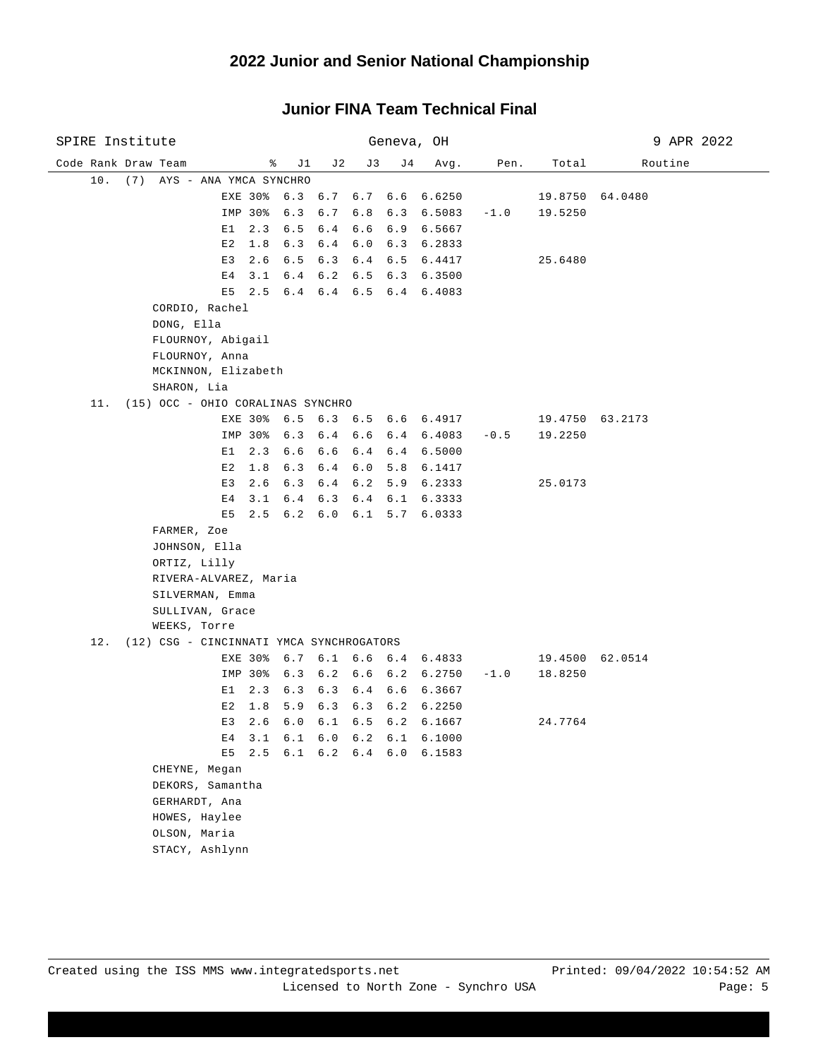# 2022 Junior and Senior National Championship

## Junior FINA Team Technical Final

SPIRE Institute — Geneva, OH — 9 APR 2022

| Code Rank | Draw | Team | % | J1 | J2 | J3 | J4 | Avg. | Pen. | Total | Routine |
|---|---|---|---|---|---|---|---|---|---|---|---|
| 10. | (7) | AYS - ANA YMCA SYNCHRO | | | | | | | | | |
| | | | EXE 30% | 6.3 | 6.7 | 6.7 | 6.6 | 6.6250 | | 19.8750 | 64.0480 |
| | | | IMP 30% | 6.3 | 6.7 | 6.8 | 6.3 | 6.5083 | -1.0 | 19.5250 | |
| | | | E1 2.3 | 6.5 | 6.4 | 6.6 | 6.9 | 6.5667 | | | |
| | | | E2 1.8 | 6.3 | 6.4 | 6.0 | 6.3 | 6.2833 | | | |
| | | | E3 2.6 | 6.5 | 6.3 | 6.4 | 6.5 | 6.4417 | | 25.6480 | |
| | | | E4 3.1 | 6.4 | 6.2 | 6.5 | 6.3 | 6.3500 | | | |
| | | | E5 2.5 | 6.4 | 6.4 | 6.5 | 6.4 | 6.4083 | | | |
| | | CORDIO, Rachel | | | | | | | | | |
| | | DONG, Ella | | | | | | | | | |
| | | FLOURNOY, Abigail | | | | | | | | | |
| | | FLOURNOY, Anna | | | | | | | | | |
| | | MCKINNON, Elizabeth | | | | | | | | | |
| | | SHARON, Lia | | | | | | | | | |
| 11. | (15) | OCC - OHIO CORALINAS SYNCHRO | | | | | | | | | |
| | | | EXE 30% | 6.5 | 6.3 | 6.5 | 6.6 | 6.4917 | | 19.4750 | 63.2173 |
| | | | IMP 30% | 6.3 | 6.4 | 6.6 | 6.4 | 6.4083 | -0.5 | 19.2250 | |
| | | | E1 2.3 | 6.6 | 6.6 | 6.4 | 6.4 | 6.5000 | | | |
| | | | E2 1.8 | 6.3 | 6.4 | 6.0 | 5.8 | 6.1417 | | | |
| | | | E3 2.6 | 6.3 | 6.4 | 6.2 | 5.9 | 6.2333 | | 25.0173 | |
| | | | E4 3.1 | 6.4 | 6.3 | 6.4 | 6.1 | 6.3333 | | | |
| | | | E5 2.5 | 6.2 | 6.0 | 6.1 | 5.7 | 6.0333 | | | |
| | | FARMER, Zoe | | | | | | | | | |
| | | JOHNSON, Ella | | | | | | | | | |
| | | ORTIZ, Lilly | | | | | | | | | |
| | | RIVERA-ALVAREZ, Maria | | | | | | | | | |
| | | SILVERMAN, Emma | | | | | | | | | |
| | | SULLIVAN, Grace | | | | | | | | | |
| | | WEEKS, Torre | | | | | | | | | |
| 12. | (12) | CSG - CINCINNATI YMCA SYNCHROGATORS | | | | | | | | | |
| | | | EXE 30% | 6.7 | 6.1 | 6.6 | 6.4 | 6.4833 | | 19.4500 | 62.0514 |
| | | | IMP 30% | 6.3 | 6.2 | 6.6 | 6.2 | 6.2750 | -1.0 | 18.8250 | |
| | | | E1 2.3 | 6.3 | 6.3 | 6.4 | 6.6 | 6.3667 | | | |
| | | | E2 1.8 | 5.9 | 6.3 | 6.3 | 6.2 | 6.2250 | | | |
| | | | E3 2.6 | 6.0 | 6.1 | 6.5 | 6.2 | 6.1667 | | 24.7764 | |
| | | | E4 3.1 | 6.1 | 6.0 | 6.2 | 6.1 | 6.1000 | | | |
| | | | E5 2.5 | 6.1 | 6.2 | 6.4 | 6.0 | 6.1583 | | | |
| | | CHEYNE, Megan | | | | | | | | | |
| | | DEKORS, Samantha | | | | | | | | | |
| | | GERHARDT, Ana | | | | | | | | | |
| | | HOWES, Haylee | | | | | | | | | |
| | | OLSON, Maria | | | | | | | | | |
| | | STACY, Ashlynn | | | | | | | | | |

Created using the ISS MMS www.integratedsports.net — Printed: 09/04/2022 10:54:52 AM

Licensed to North Zone - Synchro USA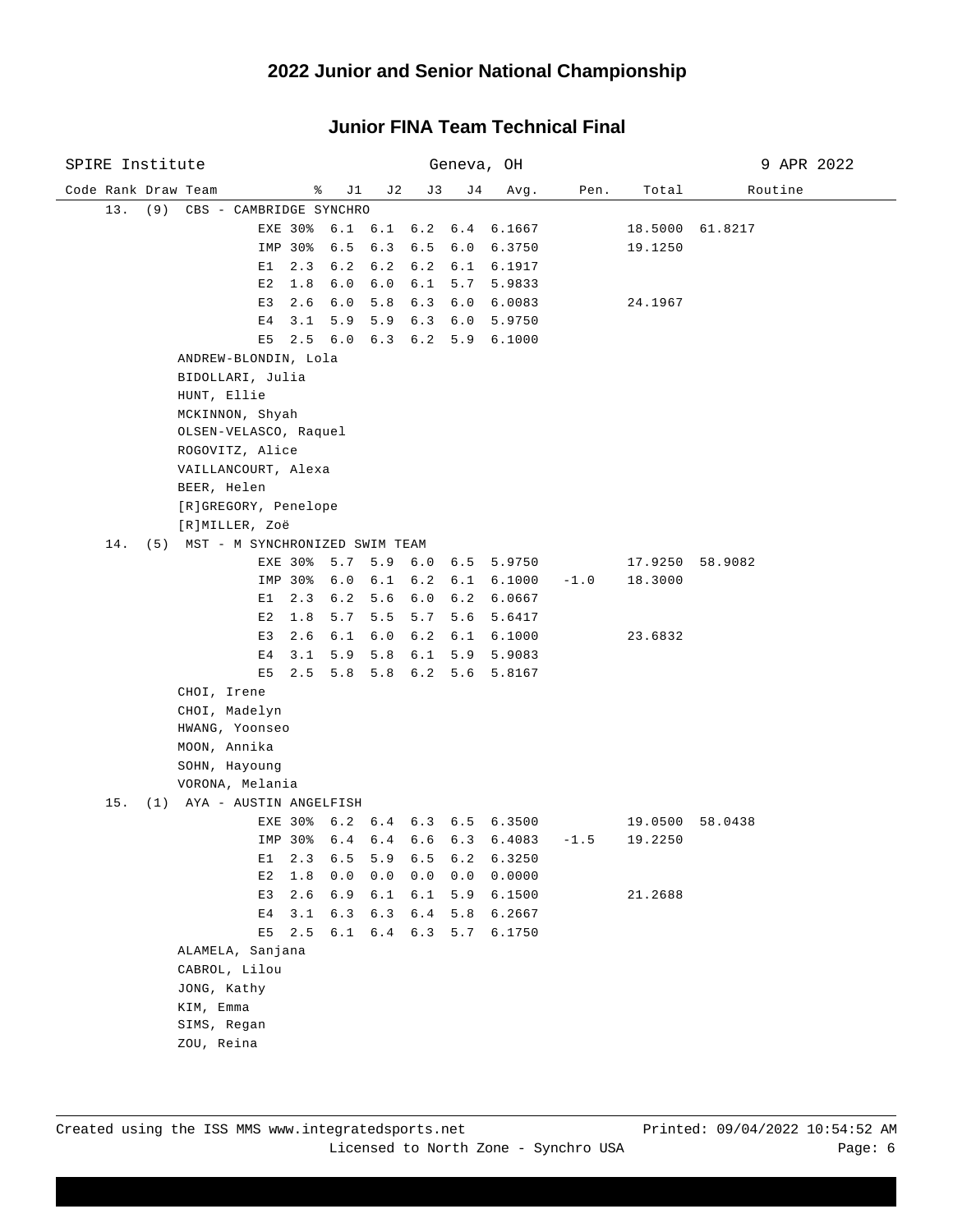## 2022 Junior and Senior National Championship

### Junior FINA Team Technical Final

SPIRE Institute — Geneva, OH — 9 APR 2022

| Code | Rank | Draw | Team | | % | J1 | J2 | J3 | J4 | Avg. | Pen. | Total | Routine |
|---|---|---|---|---|---|---|---|---|---|---|---|---|---|
| | 13. | (9) | CBS - CAMBRIDGE SYNCHRO | | | | | | | | | | |
| | | | | EXE | 30% | 6.1 | 6.1 | 6.2 | 6.4 | 6.1667 | | 18.5000 | 61.8217 |
| | | | | IMP | 30% | 6.5 | 6.3 | 6.5 | 6.0 | 6.3750 | | 19.1250 | |
| | | | | E1 | 2.3 | 6.2 | 6.2 | 6.2 | 6.1 | 6.1917 | | | |
| | | | | E2 | 1.8 | 6.0 | 6.0 | 6.1 | 5.7 | 5.9833 | | | |
| | | | | E3 | 2.6 | 6.0 | 5.8 | 6.3 | 6.0 | 6.0083 | | 24.1967 | |
| | | | | E4 | 3.1 | 5.9 | 5.9 | 6.3 | 6.0 | 5.9750 | | | |
| | | | | E5 | 2.5 | 6.0 | 6.3 | 6.2 | 5.9 | 6.1000 | | | |
| | 14. | (5) | MST - M SYNCHRONIZED SWIM TEAM | | | | | | | | | | |
| | | | | EXE | 30% | 5.7 | 5.9 | 6.0 | 6.5 | 5.9750 | | 17.9250 | 58.9082 |
| | | | | IMP | 30% | 6.0 | 6.1 | 6.2 | 6.1 | 6.1000 | -1.0 | 18.3000 | |
| | | | | E1 | 2.3 | 6.2 | 5.6 | 6.0 | 6.2 | 6.0667 | | | |
| | | | | E2 | 1.8 | 5.7 | 5.5 | 5.7 | 5.6 | 5.6417 | | | |
| | | | | E3 | 2.6 | 6.1 | 6.0 | 6.2 | 6.1 | 6.1000 | | 23.6832 | |
| | | | | E4 | 3.1 | 5.9 | 5.8 | 6.1 | 5.9 | 5.9083 | | | |
| | | | | E5 | 2.5 | 5.8 | 5.8 | 6.2 | 5.6 | 5.8167 | | | |
| | 15. | (1) | AYA - AUSTIN ANGELFISH | | | | | | | | | | |
| | | | | EXE | 30% | 6.2 | 6.4 | 6.3 | 6.5 | 6.3500 | | 19.0500 | 58.0438 |
| | | | | IMP | 30% | 6.4 | 6.4 | 6.6 | 6.3 | 6.4083 | -1.5 | 19.2250 | |
| | | | | E1 | 2.3 | 6.5 | 5.9 | 6.5 | 6.2 | 6.3250 | | | |
| | | | | E2 | 1.8 | 0.0 | 0.0 | 0.0 | 0.0 | 0.0000 | | | |
| | | | | E3 | 2.6 | 6.9 | 6.1 | 6.1 | 5.9 | 6.1500 | | 21.2688 | |
| | | | | E4 | 3.1 | 6.3 | 6.3 | 6.4 | 5.8 | 6.2667 | | | |
| | | | | E5 | 2.5 | 6.1 | 6.4 | 6.3 | 5.7 | 6.1750 | | | |

**13. CBS - CAMBRIDGE SYNCHRO**

- ANDREW-BLONDIN, Lola
- BIDOLLARI, Julia
- HUNT, Ellie
- MCKINNON, Shyah
- OLSEN-VELASCO, Raquel
- ROGOVITZ, Alice
- VAILLANCOURT, Alexa
- BEER, Helen
- [R]GREGORY, Penelope
- [R]MILLER, Zoë

**14. MST - M SYNCHRONIZED SWIM TEAM**

- CHOI, Irene
- CHOI, Madelyn
- HWANG, Yoonseo
- MOON, Annika
- SOHN, Hayoung
- VORONA, Melania

**15. AYA - AUSTIN ANGELFISH**

- ALAMELA, Sanjana
- CABROL, Lilou
- JONG, Kathy
- KIM, Emma
- SIMS, Regan
- ZOU, Reina

Created using the ISS MMS www.integratedsports.net — Licensed to North Zone - Synchro USA — Printed: 09/04/2022 10:54:52 AM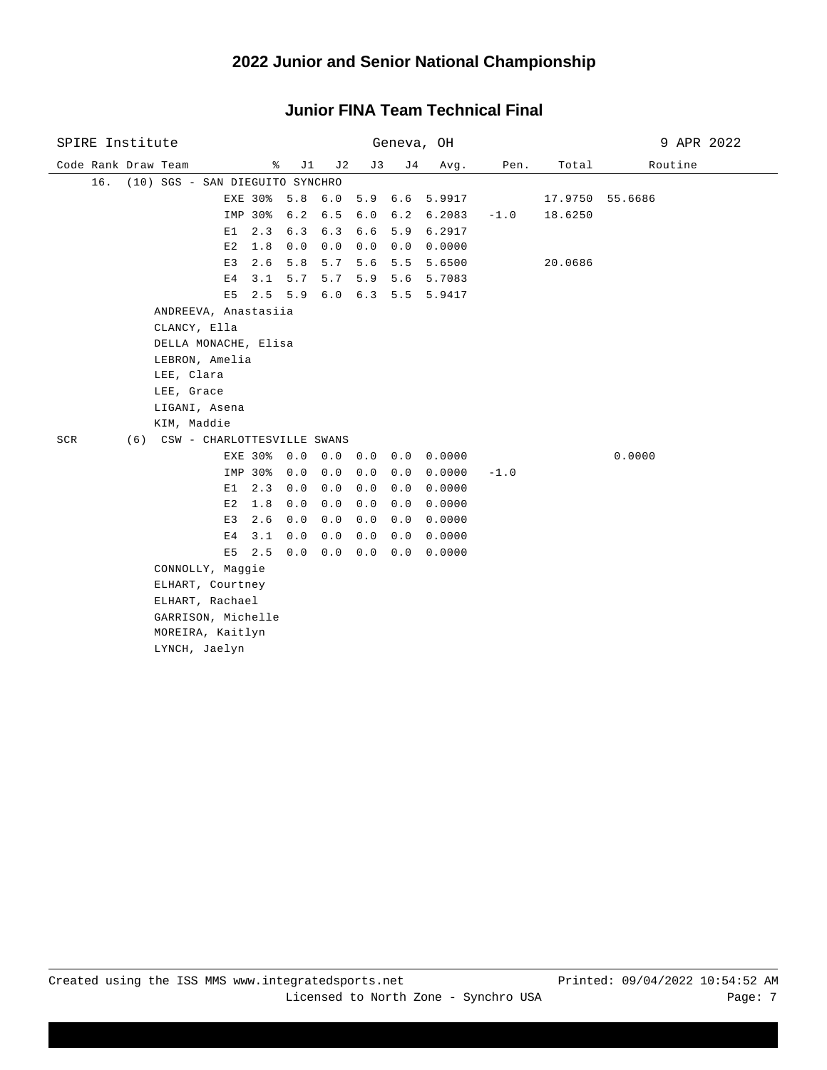# 2022 Junior and Senior National Championship

## Junior FINA Team Technical Final

SPIRE Institute | Geneva, OH | 9 APR 2022

| Code | Rank | Draw | Team | % | J1 | J2 | J3 | J4 | Avg. | Pen. | Total | Routine |
|---|---|---|---|---|---|---|---|---|---|---|---|---|
| | 16. | (10) | SGS - SAN DIEGUITO SYNCHRO | | | | | | | | | |
| | | | | EXE 30% | 5.8 | 6.0 | 5.9 | 6.6 | 5.9917 | | 17.9750 | 55.6686 |
| | | | | IMP 30% | 6.2 | 6.5 | 6.0 | 6.2 | 6.2083 | -1.0 | 18.6250 | |
| | | | | E1 2.3 | 6.3 | 6.3 | 6.6 | 5.9 | 6.2917 | | | |
| | | | | E2 1.8 | 0.0 | 0.0 | 0.0 | 0.0 | 0.0000 | | | |
| | | | | E3 2.6 | 5.8 | 5.7 | 5.6 | 5.5 | 5.6500 | | 20.0686 | |
| | | | | E4 3.1 | 5.7 | 5.7 | 5.9 | 5.6 | 5.7083 | | | |
| | | | | E5 2.5 | 5.9 | 6.0 | 6.3 | 5.5 | 5.9417 | | | |
| | | | ANDREEVA, Anastasiia | | | | | | | | | |
| | | | CLANCY, Ella | | | | | | | | | |
| | | | DELLA MONACHE, Elisa | | | | | | | | | |
| | | | LEBRON, Amelia | | | | | | | | | |
| | | | LEE, Clara | | | | | | | | | |
| | | | LEE, Grace | | | | | | | | | |
| | | | LIGANI, Asena | | | | | | | | | |
| | | | KIM, Maddie | | | | | | | | | |
| SCR | | (6) | CSW - CHARLOTTESVILLE SWANS | | | | | | | | | |
| | | | | EXE 30% | 0.0 | 0.0 | 0.0 | 0.0 | 0.0000 | | | 0.0000 |
| | | | | IMP 30% | 0.0 | 0.0 | 0.0 | 0.0 | 0.0000 | -1.0 | | |
| | | | | E1 2.3 | 0.0 | 0.0 | 0.0 | 0.0 | 0.0000 | | | |
| | | | | E2 1.8 | 0.0 | 0.0 | 0.0 | 0.0 | 0.0000 | | | |
| | | | | E3 2.6 | 0.0 | 0.0 | 0.0 | 0.0 | 0.0000 | | | |
| | | | | E4 3.1 | 0.0 | 0.0 | 0.0 | 0.0 | 0.0000 | | | |
| | | | | E5 2.5 | 0.0 | 0.0 | 0.0 | 0.0 | 0.0000 | | | |
| | | | CONNOLLY, Maggie | | | | | | | | | |
| | | | ELHART, Courtney | | | | | | | | | |
| | | | ELHART, Rachael | | | | | | | | | |
| | | | GARRISON, Michelle | | | | | | | | | |
| | | | MOREIRA, Kaitlyn | | | | | | | | | |
| | | | LYNCH, Jaelyn | | | | | | | | | |

Created using the ISS MMS www.integratedsports.net    Printed: 09/04/2022 10:54:52 AM
Licensed to North Zone - Synchro USA